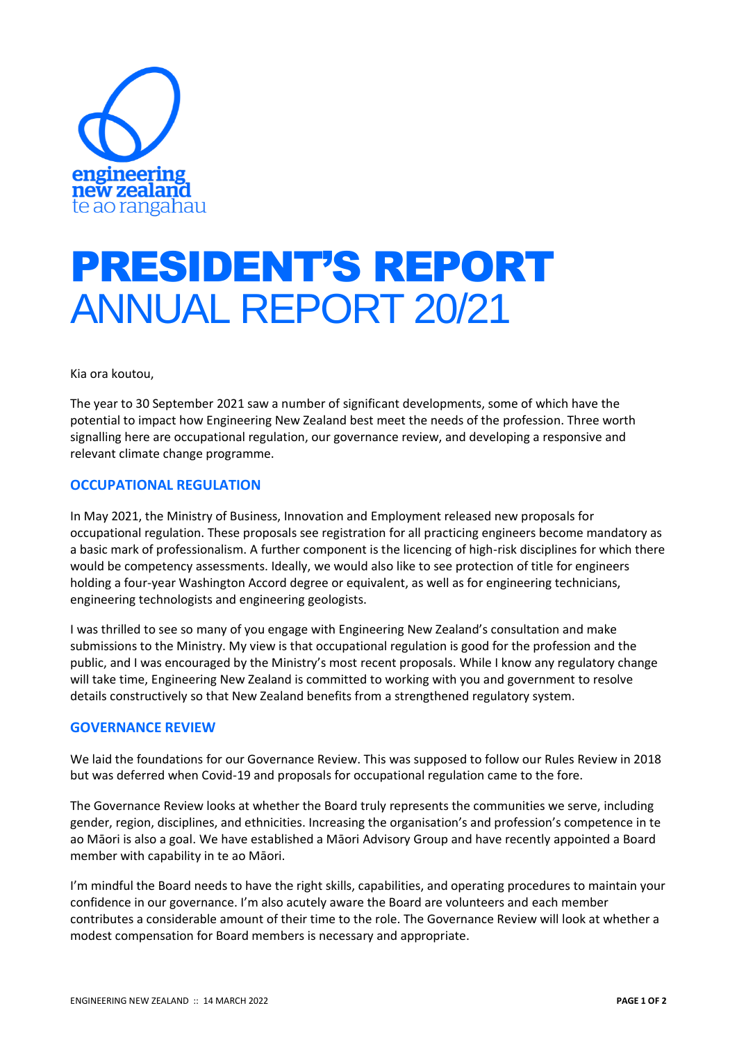engineering new zealand te ao rangahau

# PRESIDENT'S REPORT
# ANNUAL REPORT 20/21

Kia ora koutou,

The year to 30 September 2021 saw a number of significant developments, some of which have the potential to impact how Engineering New Zealand best meet the needs of the profession. Three worth signalling here are occupational regulation, our governance review, and developing a responsive and relevant climate change programme.

## OCCUPATIONAL REGULATION

In May 2021, the Ministry of Business, Innovation and Employment released new proposals for occupational regulation. These proposals see registration for all practicing engineers become mandatory as a basic mark of professionalism. A further component is the licencing of high-risk disciplines for which there would be competency assessments. Ideally, we would also like to see protection of title for engineers holding a four-year Washington Accord degree or equivalent, as well as for engineering technicians, engineering technologists and engineering geologists.

I was thrilled to see so many of you engage with Engineering New Zealand's consultation and make submissions to the Ministry. My view is that occupational regulation is good for the profession and the public, and I was encouraged by the Ministry's most recent proposals. While I know any regulatory change will take time, Engineering New Zealand is committed to working with you and government to resolve details constructively so that New Zealand benefits from a strengthened regulatory system.

## GOVERNANCE REVIEW

We laid the foundations for our Governance Review. This was supposed to follow our Rules Review in 2018 but was deferred when Covid-19 and proposals for occupational regulation came to the fore.

The Governance Review looks at whether the Board truly represents the communities we serve, including gender, region, disciplines, and ethnicities. Increasing the organisation's and profession's competence in te ao Māori is also a goal. We have established a Māori Advisory Group and have recently appointed a Board member with capability in te ao Māori.

I'm mindful the Board needs to have the right skills, capabilities, and operating procedures to maintain your confidence in our governance. I'm also acutely aware the Board are volunteers and each member contributes a considerable amount of their time to the role. The Governance Review will look at whether a modest compensation for Board members is necessary and appropriate.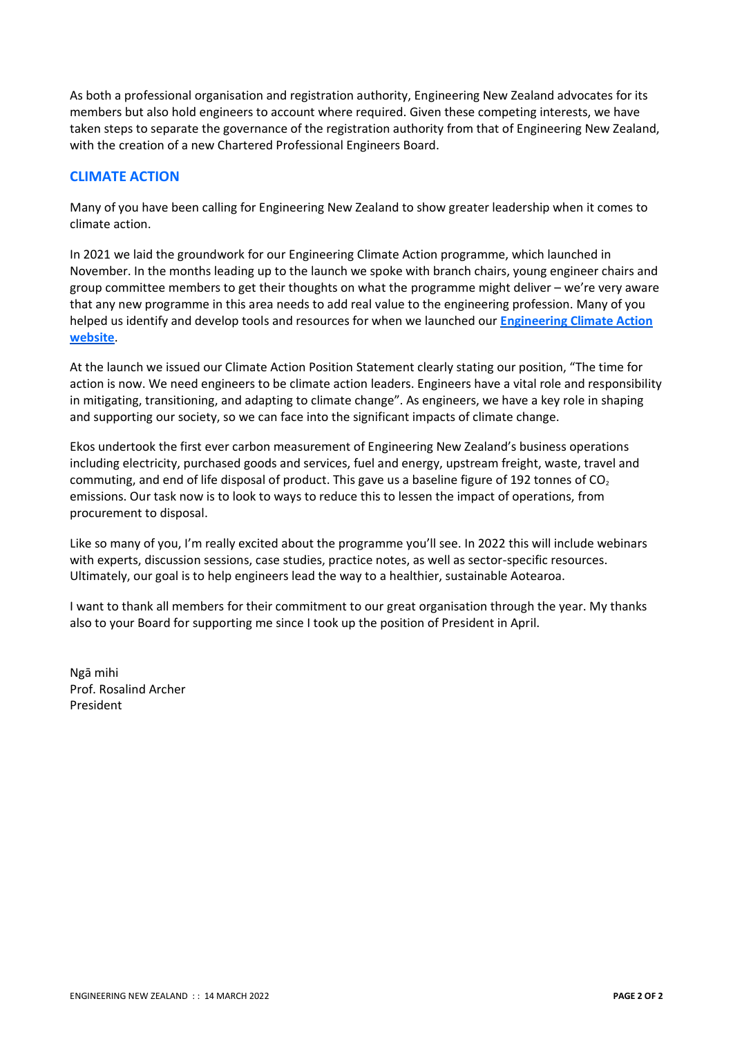As both a professional organisation and registration authority, Engineering New Zealand advocates for its members but also hold engineers to account where required. Given these competing interests, we have taken steps to separate the governance of the registration authority from that of Engineering New Zealand, with the creation of a new Chartered Professional Engineers Board.

## CLIMATE ACTION

Many of you have been calling for Engineering New Zealand to show greater leadership when it comes to climate action.

In 2021 we laid the groundwork for our Engineering Climate Action programme, which launched in November. In the months leading up to the launch we spoke with branch chairs, young engineer chairs and group committee members to get their thoughts on what the programme might deliver – we're very aware that any new programme in this area needs to add real value to the engineering profession. Many of you helped us identify and develop tools and resources for when we launched our **Engineering Climate Action website**.

At the launch we issued our Climate Action Position Statement clearly stating our position, "The time for action is now. We need engineers to be climate action leaders. Engineers have a vital role and responsibility in mitigating, transitioning, and adapting to climate change". As engineers, we have a key role in shaping and supporting our society, so we can face into the significant impacts of climate change.

Ekos undertook the first ever carbon measurement of Engineering New Zealand's business operations including electricity, purchased goods and services, fuel and energy, upstream freight, waste, travel and commuting, and end of life disposal of product. This gave us a baseline figure of 192 tonnes of $CO_2$ emissions. Our task now is to look to ways to reduce this to lessen the impact of operations, from procurement to disposal.

Like so many of you, I'm really excited about the programme you'll see. In 2022 this will include webinars with experts, discussion sessions, case studies, practice notes, as well as sector-specific resources. Ultimately, our goal is to help engineers lead the way to a healthier, sustainable Aotearoa.

I want to thank all members for their commitment to our great organisation through the year. My thanks also to your Board for supporting me since I took up the position of President in April.

Ngā mihi
Prof. Rosalind Archer
President